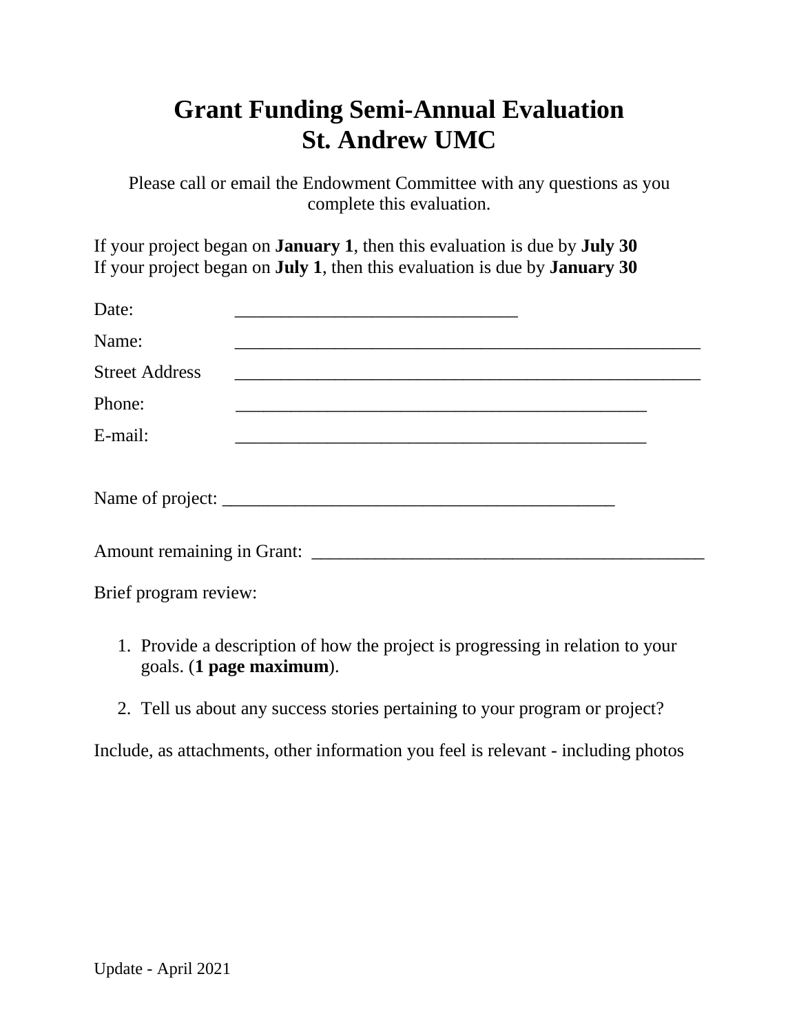# Grant Funding Semi-Annual Evaluation
# St. Andrew UMC

Please call or email the Endowment Committee with any questions as you complete this evaluation.

If your project began on **January 1**, then this evaluation is due by **July 30**
If your project began on **July 1**, then this evaluation is due by **January 30**

Date: ______________________________

Name: ________________________________________________

Street Address ________________________________________________

Phone: ___________________________________________

E-mail: ___________________________________________

Name of project: ________________________________________

Amount remaining in Grant: __________________________________________

Brief program review:

1. Provide a description of how the project is progressing in relation to your goals. (**1 page maximum**).
2. Tell us about any success stories pertaining to your program or project?

Include, as attachments, other information you feel is relevant - including photos

Update - April 2021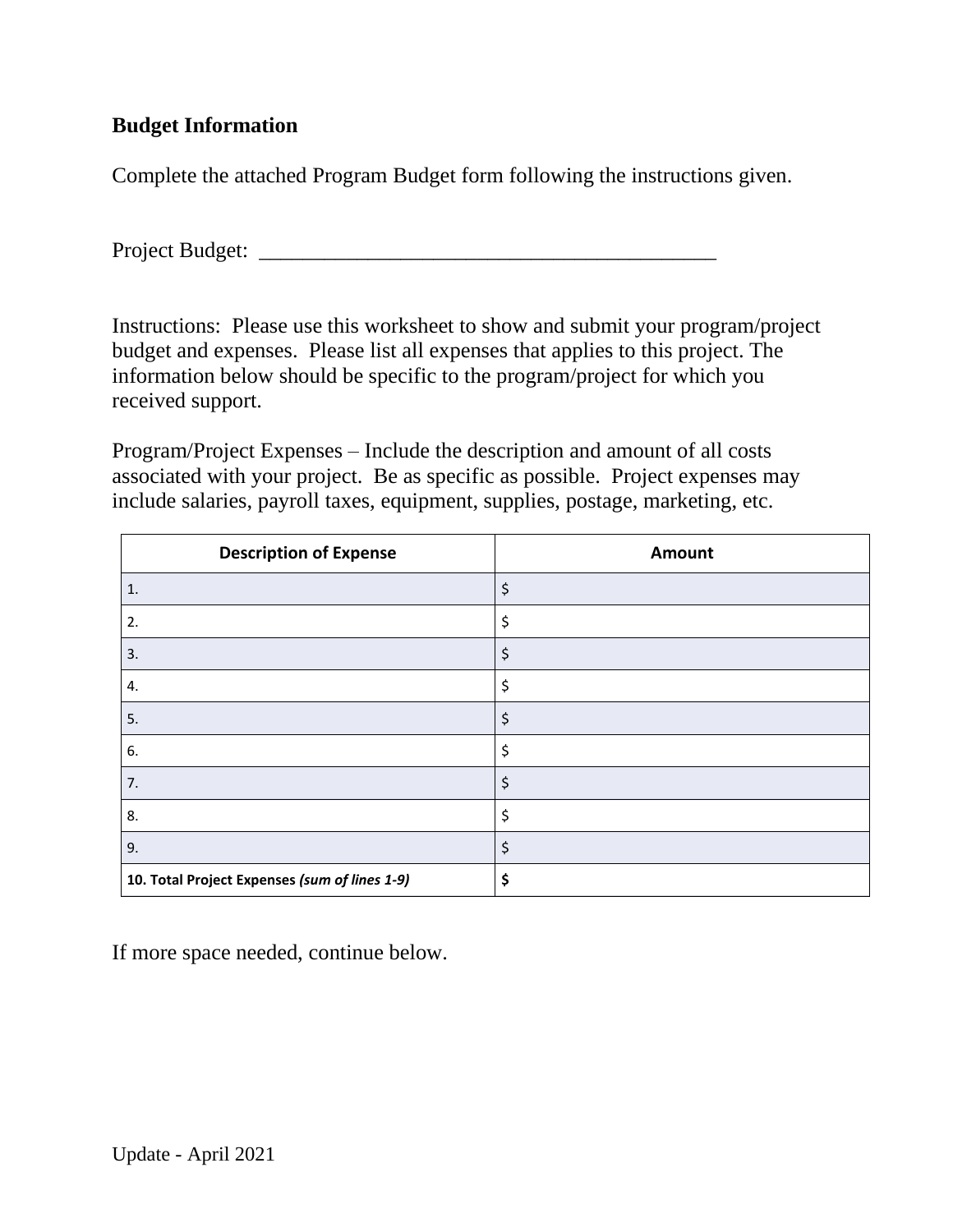**Budget Information**

Complete the attached Program Budget form following the instructions given.

Project Budget: ____________________________________________

Instructions: Please use this worksheet to show and submit your program/project budget and expenses. Please list all expenses that applies to this project. The information below should be specific to the program/project for which you received support.

Program/Project Expenses – Include the description and amount of all costs associated with your project. Be as specific as possible. Project expenses may include salaries, payroll taxes, equipment, supplies, postage, marketing, etc.

| Description of Expense | Amount |
|---|---|
| 1. | $ |
| 2. | $ |
| 3. | $ |
| 4. | $ |
| 5. | $ |
| 6. | $ |
| 7. | $ |
| 8. | $ |
| 9. | $ |
| **10. Total Project Expenses *(sum of lines 1-9)*** | **$** |

If more space needed, continue below.

Update - April 2021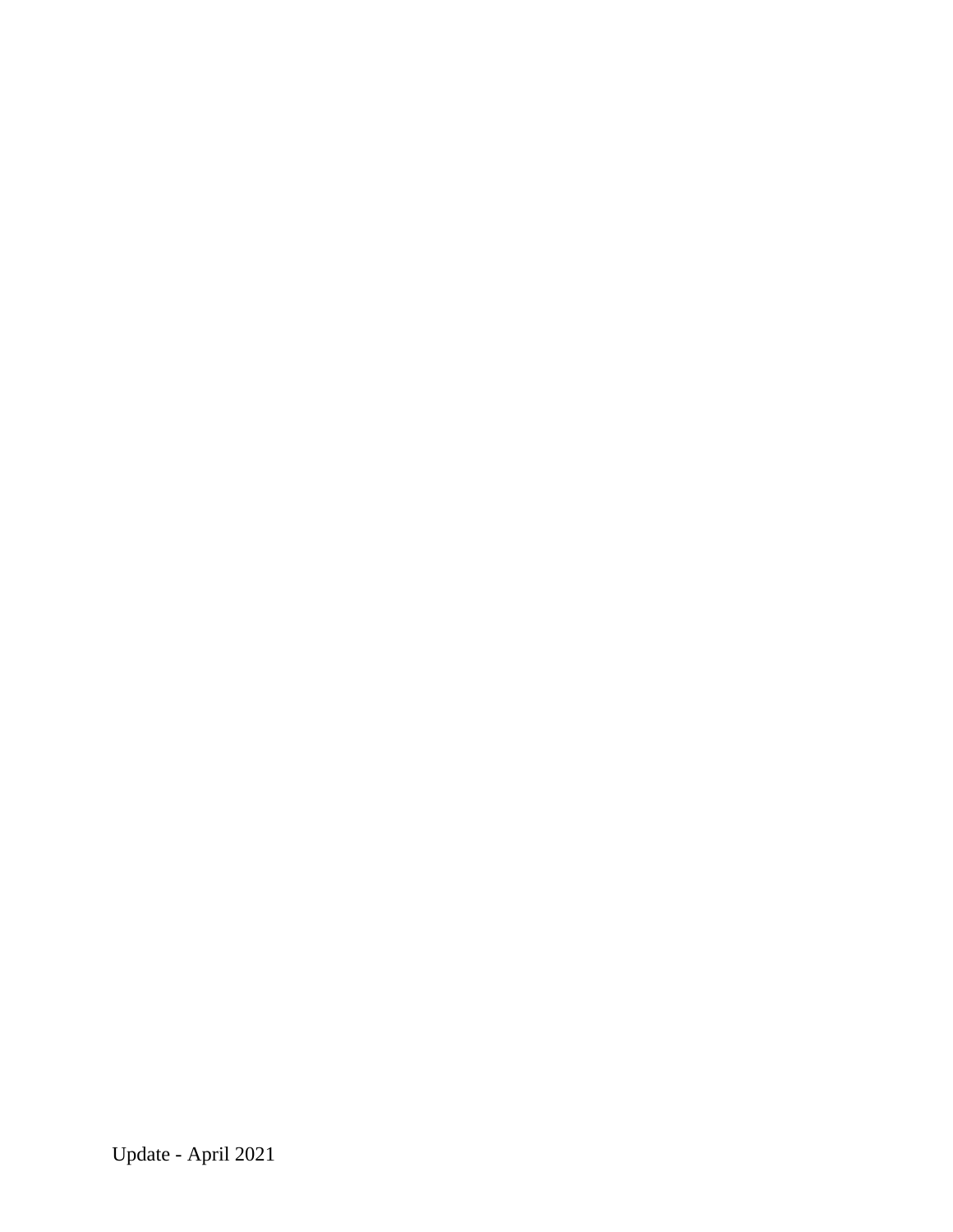Update - April 2021